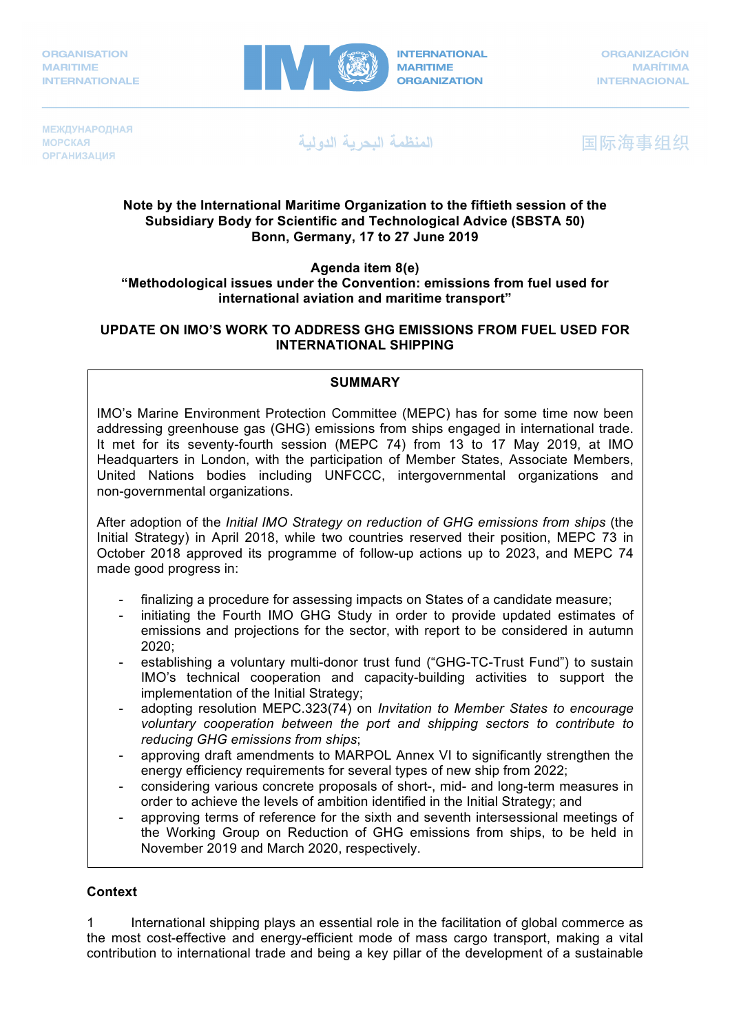ORGANISATION MARITIME INTERNATIONALE

INTERNATIONAL MARITIME ORGANIZATION

ORGANIZACIÓN MARÍTIMA INTERNACIONAL

МЕЖДУНАРОДНАЯ МОРСКАЯ ОРГАНИЗАЦИЯ

المنظمة البحرية الدولية

国际海事组织

**Note by the International Maritime Organization to the fiftieth session of the Subsidiary Body for Scientific and Technological Advice (SBSTA 50)**
**Bonn, Germany, 17 to 27 June 2019**

**Agenda item 8(e)**
**"Methodological issues under the Convention: emissions from fuel used for international aviation and maritime transport"**

# UPDATE ON IMO'S WORK TO ADDRESS GHG EMISSIONS FROM FUEL USED FOR INTERNATIONAL SHIPPING

**SUMMARY**

IMO's Marine Environment Protection Committee (MEPC) has for some time now been addressing greenhouse gas (GHG) emissions from ships engaged in international trade. It met for its seventy-fourth session (MEPC 74) from 13 to 17 May 2019, at IMO Headquarters in London, with the participation of Member States, Associate Members, United Nations bodies including UNFCCC, intergovernmental organizations and non-governmental organizations.

After adoption of the *Initial IMO Strategy on reduction of GHG emissions from ships* (the Initial Strategy) in April 2018, while two countries reserved their position, MEPC 73 in October 2018 approved its programme of follow-up actions up to 2023, and MEPC 74 made good progress in:

- finalizing a procedure for assessing impacts on States of a candidate measure;
- initiating the Fourth IMO GHG Study in order to provide updated estimates of emissions and projections for the sector, with report to be considered in autumn 2020;
- establishing a voluntary multi-donor trust fund ("GHG-TC-Trust Fund") to sustain IMO's technical cooperation and capacity-building activities to support the implementation of the Initial Strategy;
- adopting resolution MEPC.323(74) on *Invitation to Member States to encourage voluntary cooperation between the port and shipping sectors to contribute to reducing GHG emissions from ships*;
- approving draft amendments to MARPOL Annex VI to significantly strengthen the energy efficiency requirements for several types of new ship from 2022;
- considering various concrete proposals of short-, mid- and long-term measures in order to achieve the levels of ambition identified in the Initial Strategy; and
- approving terms of reference for the sixth and seventh intersessional meetings of the Working Group on Reduction of GHG emissions from ships, to be held in November 2019 and March 2020, respectively.

## Context

1 International shipping plays an essential role in the facilitation of global commerce as the most cost-effective and energy-efficient mode of mass cargo transport, making a vital contribution to international trade and being a key pillar of the development of a sustainable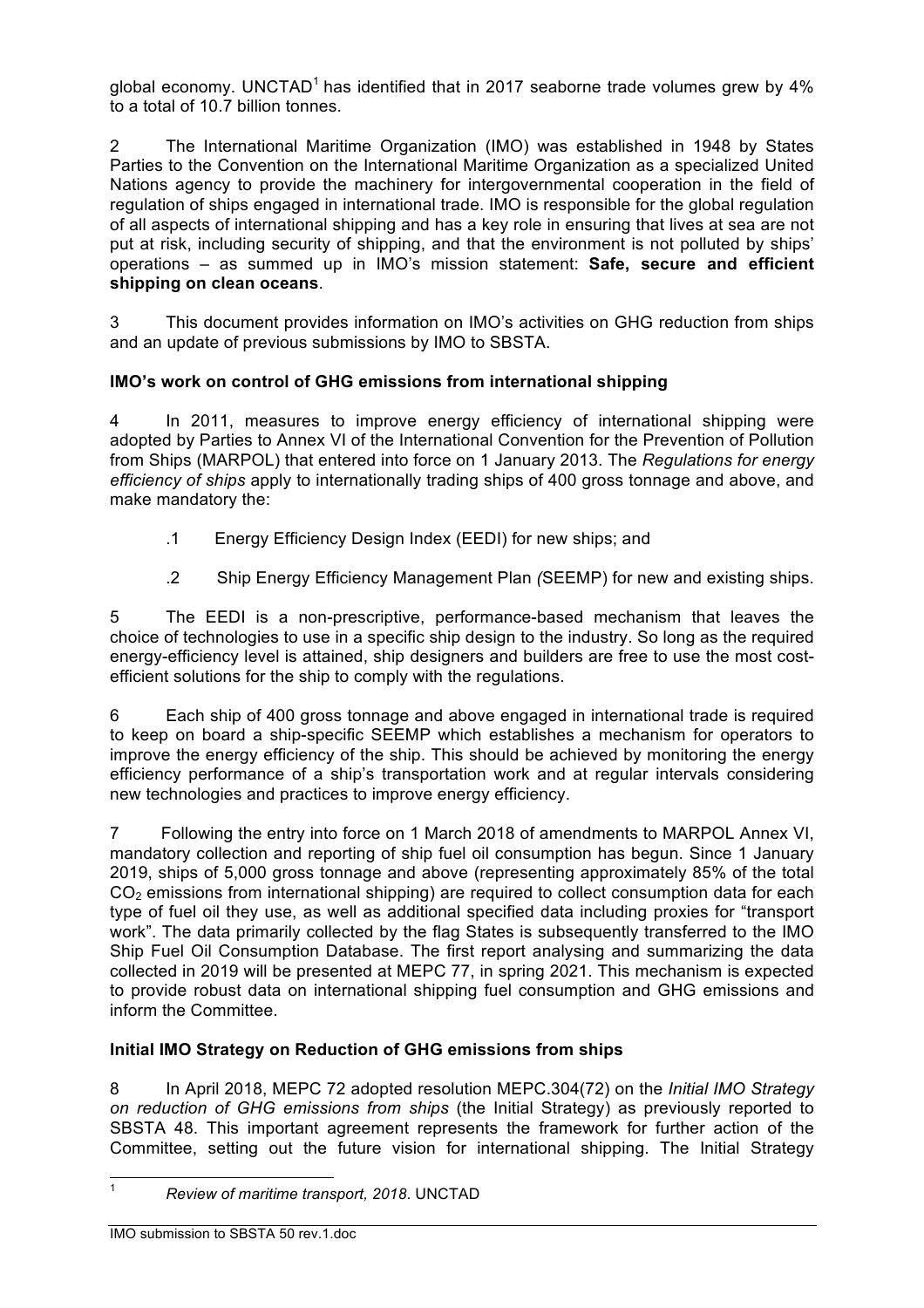global economy. UNCTAD[1] has identified that in 2017 seaborne trade volumes grew by 4% to a total of 10.7 billion tonnes.

2 The International Maritime Organization (IMO) was established in 1948 by States Parties to the Convention on the International Maritime Organization as a specialized United Nations agency to provide the machinery for intergovernmental cooperation in the field of regulation of ships engaged in international trade. IMO is responsible for the global regulation of all aspects of international shipping and has a key role in ensuring that lives at sea are not put at risk, including security of shipping, and that the environment is not polluted by ships' operations – as summed up in IMO's mission statement: **Safe, secure and efficient shipping on clean oceans**.

3 This document provides information on IMO's activities on GHG reduction from ships and an update of previous submissions by IMO to SBSTA.

**IMO's work on control of GHG emissions from international shipping**

4 In 2011, measures to improve energy efficiency of international shipping were adopted by Parties to Annex VI of the International Convention for the Prevention of Pollution from Ships (MARPOL) that entered into force on 1 January 2013. The *Regulations for energy efficiency of ships* apply to internationally trading ships of 400 gross tonnage and above, and make mandatory the:

.1 Energy Efficiency Design Index (EEDI) for new ships; and

.2 Ship Energy Efficiency Management Plan *(*SEEMP) for new and existing ships.

5 The EEDI is a non-prescriptive, performance-based mechanism that leaves the choice of technologies to use in a specific ship design to the industry. So long as the required energy-efficiency level is attained, ship designers and builders are free to use the most cost-efficient solutions for the ship to comply with the regulations.

6 Each ship of 400 gross tonnage and above engaged in international trade is required to keep on board a ship-specific SEEMP which establishes a mechanism for operators to improve the energy efficiency of the ship. This should be achieved by monitoring the energy efficiency performance of a ship's transportation work and at regular intervals considering new technologies and practices to improve energy efficiency.

7 Following the entry into force on 1 March 2018 of amendments to MARPOL Annex VI, mandatory collection and reporting of ship fuel oil consumption has begun. Since 1 January 2019, ships of 5,000 gross tonnage and above (representing approximately 85% of the total $CO_2$ emissions from international shipping) are required to collect consumption data for each type of fuel oil they use, as well as additional specified data including proxies for "transport work". The data primarily collected by the flag States is subsequently transferred to the IMO Ship Fuel Oil Consumption Database. The first report analysing and summarizing the data collected in 2019 will be presented at MEPC 77, in spring 2021. This mechanism is expected to provide robust data on international shipping fuel consumption and GHG emissions and inform the Committee.

**Initial IMO Strategy on Reduction of GHG emissions from ships**

8 In April 2018, MEPC 72 adopted resolution MEPC.304(72) on the *Initial IMO Strategy on reduction of GHG emissions from ships* (the Initial Strategy) as previously reported to SBSTA 48. This important agreement represents the framework for further action of the Committee, setting out the future vision for international shipping. The Initial Strategy

[1] *Review of maritime transport, 2018*. UNCTAD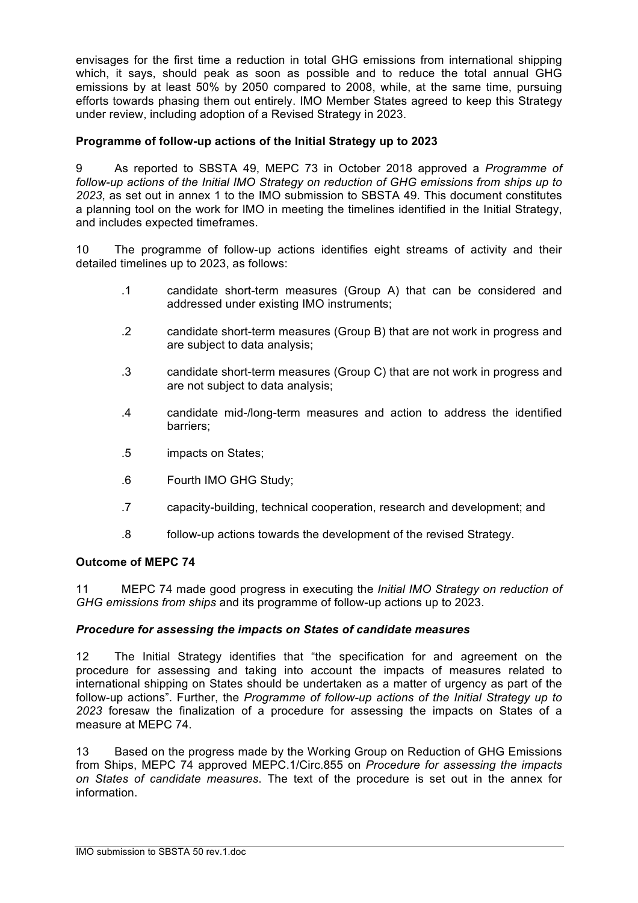envisages for the first time a reduction in total GHG emissions from international shipping which, it says, should peak as soon as possible and to reduce the total annual GHG emissions by at least 50% by 2050 compared to 2008, while, at the same time, pursuing efforts towards phasing them out entirely. IMO Member States agreed to keep this Strategy under review, including adoption of a Revised Strategy in 2023.

**Programme of follow-up actions of the Initial Strategy up to 2023**

9 As reported to SBSTA 49, MEPC 73 in October 2018 approved a *Programme of follow-up actions of the Initial IMO Strategy on reduction of GHG emissions from ships up to 2023*, as set out in annex 1 to the IMO submission to SBSTA 49. This document constitutes a planning tool on the work for IMO in meeting the timelines identified in the Initial Strategy, and includes expected timeframes.

10 The programme of follow-up actions identifies eight streams of activity and their detailed timelines up to 2023, as follows:

.1 candidate short-term measures (Group A) that can be considered and addressed under existing IMO instruments;

.2 candidate short-term measures (Group B) that are not work in progress and are subject to data analysis;

.3 candidate short-term measures (Group C) that are not work in progress and are not subject to data analysis;

.4 candidate mid-/long-term measures and action to address the identified barriers;

.5 impacts on States;

.6 Fourth IMO GHG Study;

.7 capacity-building, technical cooperation, research and development; and

.8 follow-up actions towards the development of the revised Strategy.

**Outcome of MEPC 74**

11 MEPC 74 made good progress in executing the *Initial IMO Strategy on reduction of GHG emissions from ships* and its programme of follow-up actions up to 2023.

***Procedure for assessing the impacts on States of candidate measures***

12 The Initial Strategy identifies that "the specification for and agreement on the procedure for assessing and taking into account the impacts of measures related to international shipping on States should be undertaken as a matter of urgency as part of the follow-up actions". Further, the *Programme of follow-up actions of the Initial Strategy up to 2023* foresaw the finalization of a procedure for assessing the impacts on States of a measure at MEPC 74.

13 Based on the progress made by the Working Group on Reduction of GHG Emissions from Ships, MEPC 74 approved MEPC.1/Circ.855 on *Procedure for assessing the impacts on States of candidate measures.* The text of the procedure is set out in the annex for information.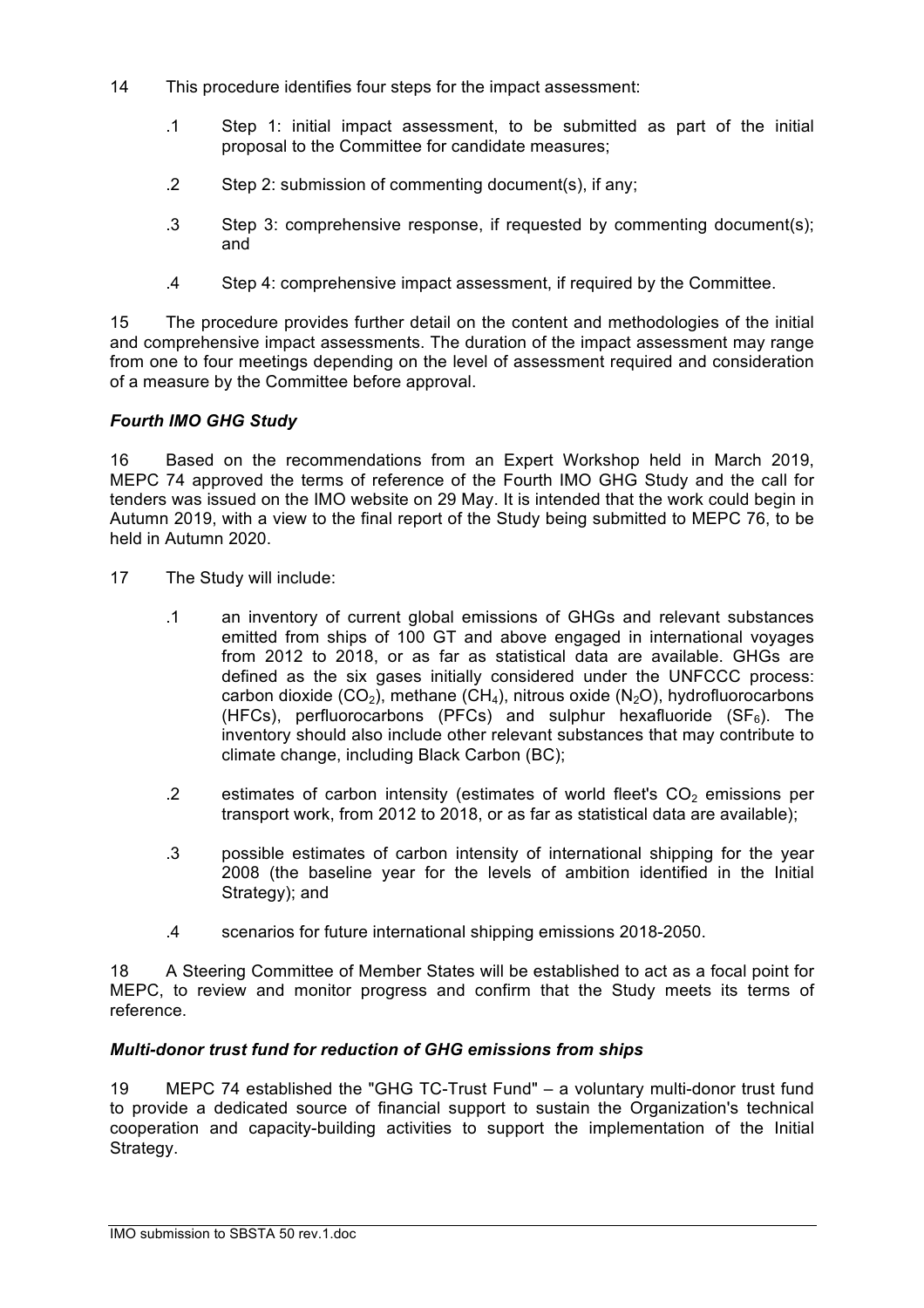14 This procedure identifies four steps for the impact assessment:

.1 Step 1: initial impact assessment, to be submitted as part of the initial proposal to the Committee for candidate measures;

.2 Step 2: submission of commenting document(s), if any;

.3 Step 3: comprehensive response, if requested by commenting document(s); and

.4 Step 4: comprehensive impact assessment, if required by the Committee.

15 The procedure provides further detail on the content and methodologies of the initial and comprehensive impact assessments. The duration of the impact assessment may range from one to four meetings depending on the level of assessment required and consideration of a measure by the Committee before approval.

***Fourth IMO GHG Study***

16 Based on the recommendations from an Expert Workshop held in March 2019, MEPC 74 approved the terms of reference of the Fourth IMO GHG Study and the call for tenders was issued on the IMO website on 29 May. It is intended that the work could begin in Autumn 2019, with a view to the final report of the Study being submitted to MEPC 76, to be held in Autumn 2020.

17 The Study will include:

.1 an inventory of current global emissions of GHGs and relevant substances emitted from ships of 100 GT and above engaged in international voyages from 2012 to 2018, or as far as statistical data are available. GHGs are defined as the six gases initially considered under the UNFCCC process: carbon dioxide ($CO_2$), methane ($CH_4$), nitrous oxide ($N_2O$), hydrofluorocarbons (HFCs), perfluorocarbons (PFCs) and sulphur hexafluoride ($SF_6$). The inventory should also include other relevant substances that may contribute to climate change, including Black Carbon (BC);

.2 estimates of carbon intensity (estimates of world fleet's $CO_2$ emissions per transport work, from 2012 to 2018, or as far as statistical data are available);

.3 possible estimates of carbon intensity of international shipping for the year 2008 (the baseline year for the levels of ambition identified in the Initial Strategy); and

.4 scenarios for future international shipping emissions 2018-2050.

18 A Steering Committee of Member States will be established to act as a focal point for MEPC, to review and monitor progress and confirm that the Study meets its terms of reference.

***Multi-donor trust fund for reduction of GHG emissions from ships***

19 MEPC 74 established the "GHG TC-Trust Fund" – a voluntary multi-donor trust fund to provide a dedicated source of financial support to sustain the Organization's technical cooperation and capacity-building activities to support the implementation of the Initial Strategy.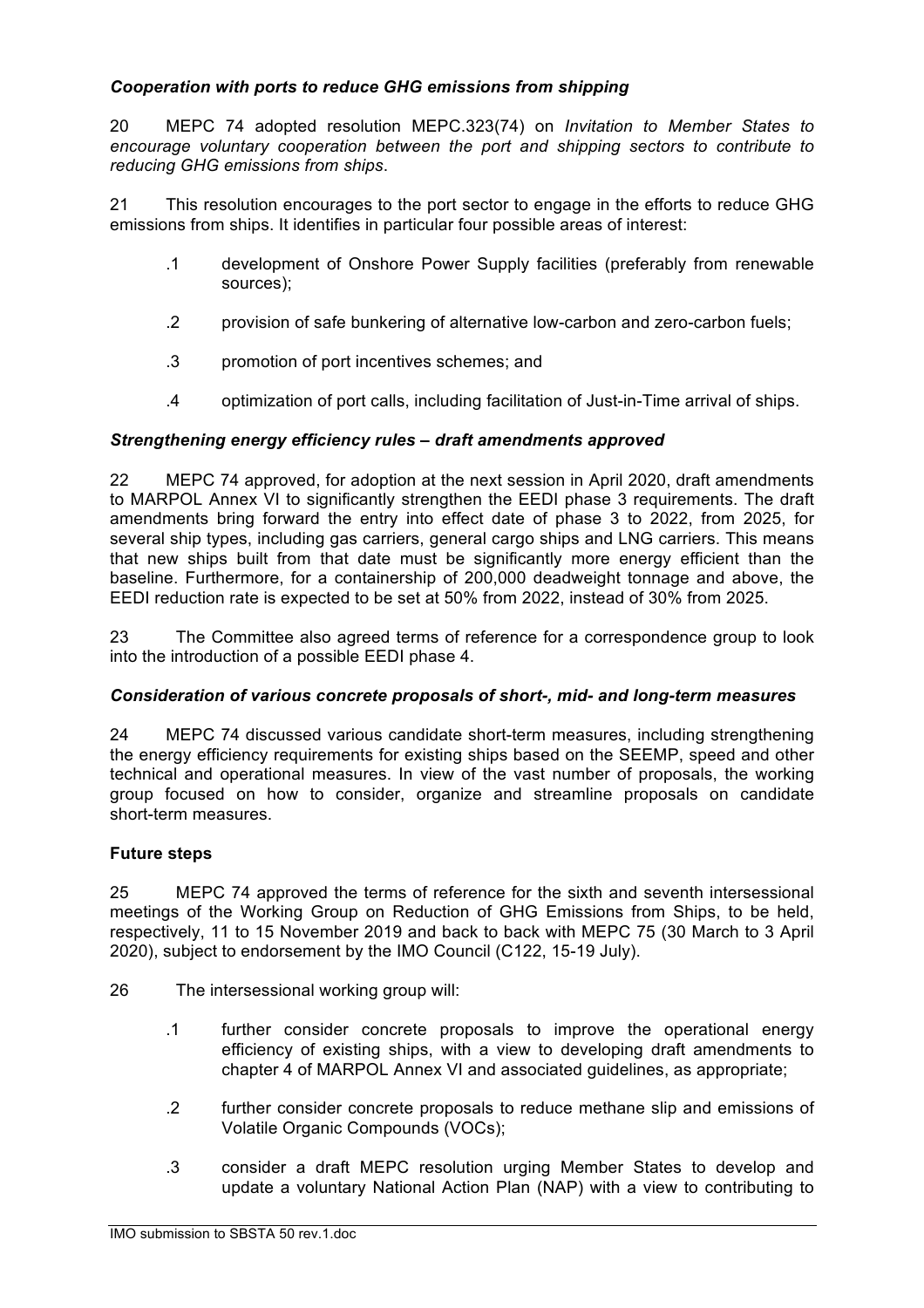***Cooperation with ports to reduce GHG emissions from shipping***

20 MEPC 74 adopted resolution MEPC.323(74) on *Invitation to Member States to encourage voluntary cooperation between the port and shipping sectors to contribute to reducing GHG emissions from ships*.

21 This resolution encourages to the port sector to engage in the efforts to reduce GHG emissions from ships. It identifies in particular four possible areas of interest:

.1 development of Onshore Power Supply facilities (preferably from renewable sources);

.2 provision of safe bunkering of alternative low-carbon and zero-carbon fuels;

.3 promotion of port incentives schemes; and

.4 optimization of port calls, including facilitation of Just-in-Time arrival of ships.

***Strengthening energy efficiency rules – draft amendments approved***

22 MEPC 74 approved, for adoption at the next session in April 2020, draft amendments to MARPOL Annex VI to significantly strengthen the EEDI phase 3 requirements. The draft amendments bring forward the entry into effect date of phase 3 to 2022, from 2025, for several ship types, including gas carriers, general cargo ships and LNG carriers. This means that new ships built from that date must be significantly more energy efficient than the baseline. Furthermore, for a containership of 200,000 deadweight tonnage and above, the EEDI reduction rate is expected to be set at 50% from 2022, instead of 30% from 2025.

23 The Committee also agreed terms of reference for a correspondence group to look into the introduction of a possible EEDI phase 4.

***Consideration of various concrete proposals of short-, mid- and long-term measures***

24 MEPC 74 discussed various candidate short-term measures, including strengthening the energy efficiency requirements for existing ships based on the SEEMP, speed and other technical and operational measures. In view of the vast number of proposals, the working group focused on how to consider, organize and streamline proposals on candidate short-term measures.

**Future steps**

25 MEPC 74 approved the terms of reference for the sixth and seventh intersessional meetings of the Working Group on Reduction of GHG Emissions from Ships, to be held, respectively, 11 to 15 November 2019 and back to back with MEPC 75 (30 March to 3 April 2020), subject to endorsement by the IMO Council (C122, 15-19 July).

26 The intersessional working group will:

.1 further consider concrete proposals to improve the operational energy efficiency of existing ships, with a view to developing draft amendments to chapter 4 of MARPOL Annex VI and associated guidelines, as appropriate;

.2 further consider concrete proposals to reduce methane slip and emissions of Volatile Organic Compounds (VOCs);

.3 consider a draft MEPC resolution urging Member States to develop and update a voluntary National Action Plan (NAP) with a view to contributing to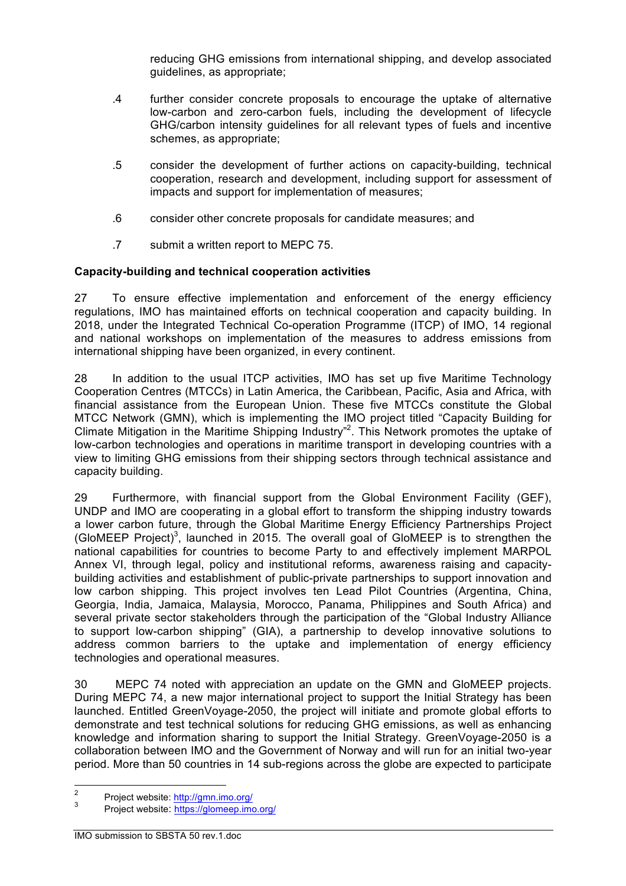reducing GHG emissions from international shipping, and develop associated guidelines, as appropriate;

.4 further consider concrete proposals to encourage the uptake of alternative low-carbon and zero-carbon fuels, including the development of lifecycle GHG/carbon intensity guidelines for all relevant types of fuels and incentive schemes, as appropriate;

.5 consider the development of further actions on capacity-building, technical cooperation, research and development, including support for assessment of impacts and support for implementation of measures;

.6 consider other concrete proposals for candidate measures; and

.7 submit a written report to MEPC 75.

**Capacity-building and technical cooperation activities**

27 To ensure effective implementation and enforcement of the energy efficiency regulations, IMO has maintained efforts on technical cooperation and capacity building. In 2018, under the Integrated Technical Co-operation Programme (ITCP) of IMO, 14 regional and national workshops on implementation of the measures to address emissions from international shipping have been organized, in every continent.

28 In addition to the usual ITCP activities, IMO has set up five Maritime Technology Cooperation Centres (MTCCs) in Latin America, the Caribbean, Pacific, Asia and Africa, with financial assistance from the European Union. These five MTCCs constitute the Global MTCC Network (GMN), which is implementing the IMO project titled "Capacity Building for Climate Mitigation in the Maritime Shipping Industry"[2]. This Network promotes the uptake of low-carbon technologies and operations in maritime transport in developing countries with a view to limiting GHG emissions from their shipping sectors through technical assistance and capacity building.

29 Furthermore, with financial support from the Global Environment Facility (GEF), UNDP and IMO are cooperating in a global effort to transform the shipping industry towards a lower carbon future, through the Global Maritime Energy Efficiency Partnerships Project (GloMEEP Project)[3], launched in 2015. The overall goal of GloMEEP is to strengthen the national capabilities for countries to become Party to and effectively implement MARPOL Annex VI, through legal, policy and institutional reforms, awareness raising and capacity-building activities and establishment of public-private partnerships to support innovation and low carbon shipping. This project involves ten Lead Pilot Countries (Argentina, China, Georgia, India, Jamaica, Malaysia, Morocco, Panama, Philippines and South Africa) and several private sector stakeholders through the participation of the "Global Industry Alliance to support low-carbon shipping" (GIA), a partnership to develop innovative solutions to address common barriers to the uptake and implementation of energy efficiency technologies and operational measures.

30 MEPC 74 noted with appreciation an update on the GMN and GloMEEP projects. During MEPC 74, a new major international project to support the Initial Strategy has been launched. Entitled GreenVoyage-2050, the project will initiate and promote global efforts to demonstrate and test technical solutions for reducing GHG emissions, as well as enhancing knowledge and information sharing to support the Initial Strategy. GreenVoyage-2050 is a collaboration between IMO and the Government of Norway and will run for an initial two-year period. More than 50 countries in 14 sub-regions across the globe are expected to participate

---

[2] Project website: http://gmn.imo.org/

[3] Project website: https://glomeep.imo.org/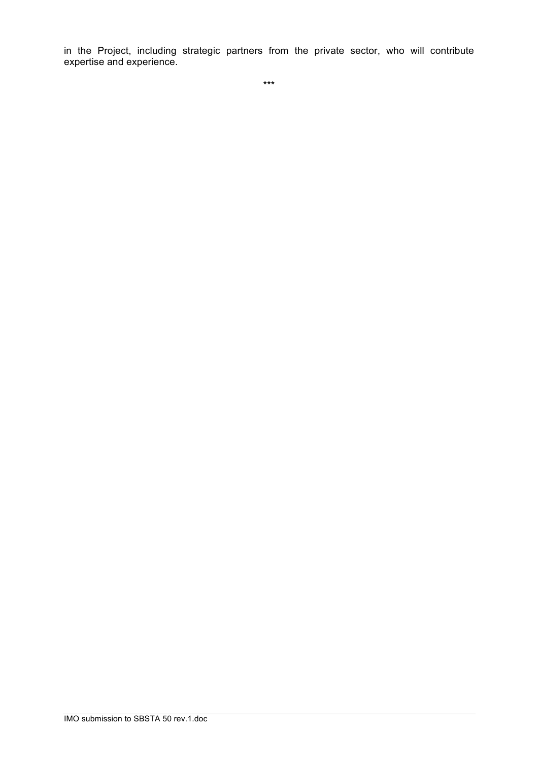in the Project, including strategic partners from the private sector, who will contribute expertise and experience.

***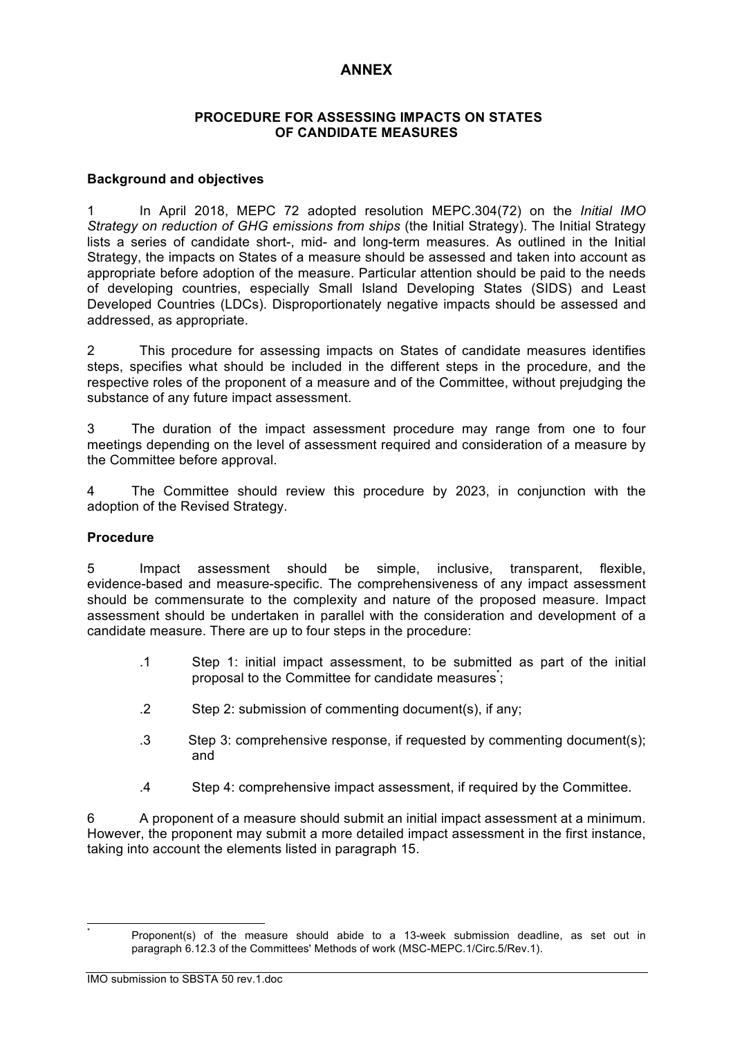# ANNEX

## PROCEDURE FOR ASSESSING IMPACTS ON STATES OF CANDIDATE MEASURES

### Background and objectives

1 In April 2018, MEPC 72 adopted resolution MEPC.304(72) on the *Initial IMO Strategy on reduction of GHG emissions from ships* (the Initial Strategy). The Initial Strategy lists a series of candidate short-, mid- and long-term measures. As outlined in the Initial Strategy, the impacts on States of a measure should be assessed and taken into account as appropriate before adoption of the measure. Particular attention should be paid to the needs of developing countries, especially Small Island Developing States (SIDS) and Least Developed Countries (LDCs). Disproportionately negative impacts should be assessed and addressed, as appropriate.

2 This procedure for assessing impacts on States of candidate measures identifies steps, specifies what should be included in the different steps in the procedure, and the respective roles of the proponent of a measure and of the Committee, without prejudging the substance of any future impact assessment.

3 The duration of the impact assessment procedure may range from one to four meetings depending on the level of assessment required and consideration of a measure by the Committee before approval.

4 The Committee should review this procedure by 2023, in conjunction with the adoption of the Revised Strategy.

### Procedure

5 Impact assessment should be simple, inclusive, transparent, flexible, evidence-based and measure-specific. The comprehensiveness of any impact assessment should be commensurate to the complexity and nature of the proposed measure. Impact assessment should be undertaken in parallel with the consideration and development of a candidate measure. There are up to four steps in the procedure:

.1 Step 1: initial impact assessment, to be submitted as part of the initial proposal to the Committee for candidate measures[*];

.2 Step 2: submission of commenting document(s), if any;

.3 Step 3: comprehensive response, if requested by commenting document(s); and

.4 Step 4: comprehensive impact assessment, if required by the Committee.

6 A proponent of a measure should submit an initial impact assessment at a minimum. However, the proponent may submit a more detailed impact assessment in the first instance, taking into account the elements listed in paragraph 15.

[*] Proponent(s) of the measure should abide to a 13-week submission deadline, as set out in paragraph 6.12.3 of the Committees' Methods of work (MSC-MEPC.1/Circ.5/Rev.1).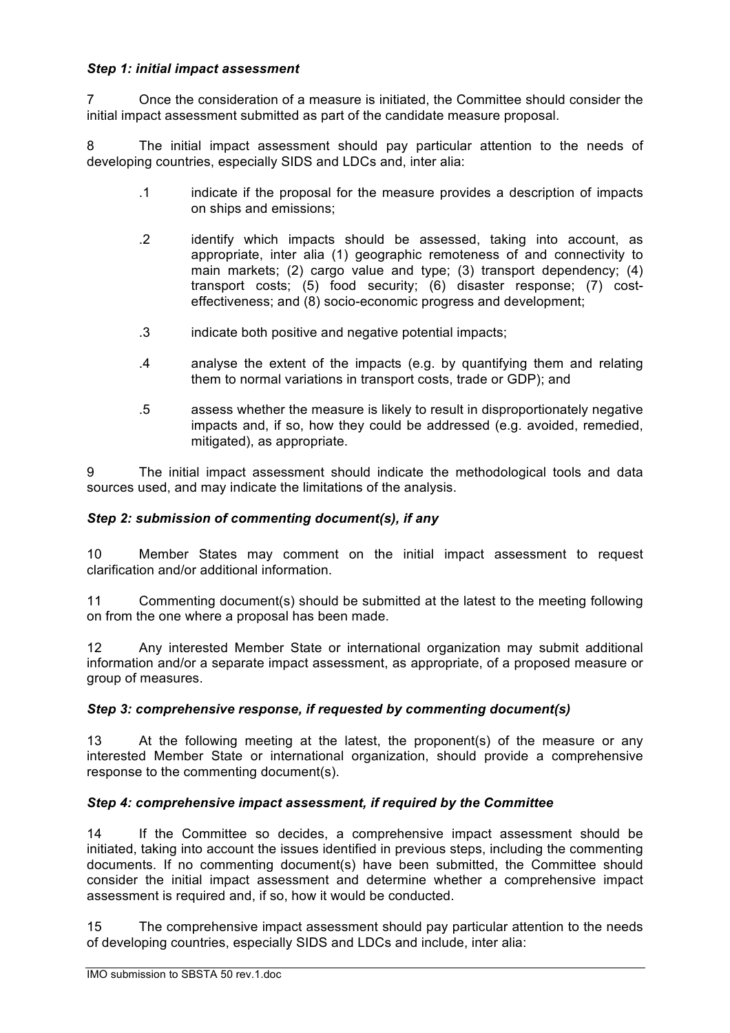***Step 1: initial impact assessment***

7 Once the consideration of a measure is initiated, the Committee should consider the initial impact assessment submitted as part of the candidate measure proposal.

8 The initial impact assessment should pay particular attention to the needs of developing countries, especially SIDS and LDCs and, inter alia:

- .1 indicate if the proposal for the measure provides a description of impacts on ships and emissions;
- .2 identify which impacts should be assessed, taking into account, as appropriate, inter alia (1) geographic remoteness of and connectivity to main markets; (2) cargo value and type; (3) transport dependency; (4) transport costs; (5) food security; (6) disaster response; (7) cost-effectiveness; and (8) socio-economic progress and development;
- .3 indicate both positive and negative potential impacts;
- .4 analyse the extent of the impacts (e.g. by quantifying them and relating them to normal variations in transport costs, trade or GDP); and
- .5 assess whether the measure is likely to result in disproportionately negative impacts and, if so, how they could be addressed (e.g. avoided, remedied, mitigated), as appropriate.

9 The initial impact assessment should indicate the methodological tools and data sources used, and may indicate the limitations of the analysis.

***Step 2: submission of commenting document(s), if any***

10 Member States may comment on the initial impact assessment to request clarification and/or additional information.

11 Commenting document(s) should be submitted at the latest to the meeting following on from the one where a proposal has been made.

12 Any interested Member State or international organization may submit additional information and/or a separate impact assessment, as appropriate, of a proposed measure or group of measures.

***Step 3: comprehensive response, if requested by commenting document(s)***

13 At the following meeting at the latest, the proponent(s) of the measure or any interested Member State or international organization, should provide a comprehensive response to the commenting document(s).

***Step 4: comprehensive impact assessment, if required by the Committee***

14 If the Committee so decides, a comprehensive impact assessment should be initiated, taking into account the issues identified in previous steps, including the commenting documents. If no commenting document(s) have been submitted, the Committee should consider the initial impact assessment and determine whether a comprehensive impact assessment is required and, if so, how it would be conducted.

15 The comprehensive impact assessment should pay particular attention to the needs of developing countries, especially SIDS and LDCs and include, inter alia: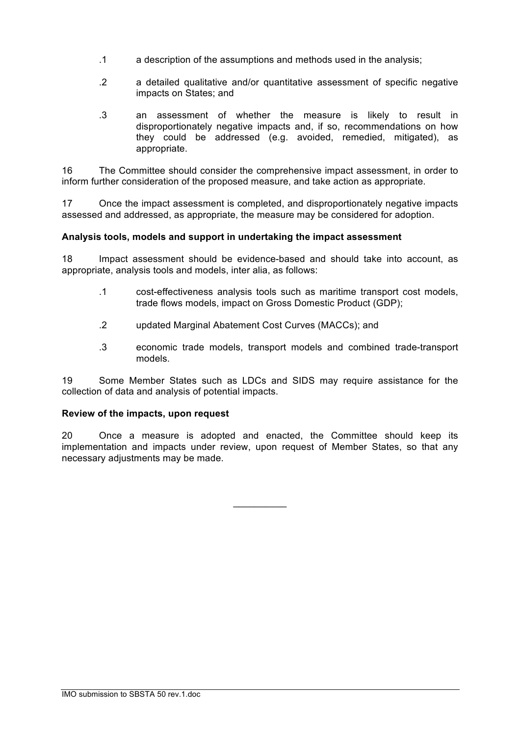.1 a description of the assumptions and methods used in the analysis;

.2 a detailed qualitative and/or quantitative assessment of specific negative impacts on States; and

.3 an assessment of whether the measure is likely to result in disproportionately negative impacts and, if so, recommendations on how they could be addressed (e.g. avoided, remedied, mitigated), as appropriate.

16 The Committee should consider the comprehensive impact assessment, in order to inform further consideration of the proposed measure, and take action as appropriate.

17 Once the impact assessment is completed, and disproportionately negative impacts assessed and addressed, as appropriate, the measure may be considered for adoption.

**Analysis tools, models and support in undertaking the impact assessment**

18 Impact assessment should be evidence-based and should take into account, as appropriate, analysis tools and models, inter alia, as follows:

.1 cost-effectiveness analysis tools such as maritime transport cost models, trade flows models, impact on Gross Domestic Product (GDP);

.2 updated Marginal Abatement Cost Curves (MACCs); and

.3 economic trade models, transport models and combined trade-transport models.

19 Some Member States such as LDCs and SIDS may require assistance for the collection of data and analysis of potential impacts.

**Review of the impacts, upon request**

20 Once a measure is adopted and enacted, the Committee should keep its implementation and impacts under review, upon request of Member States, so that any necessary adjustments may be made.

___